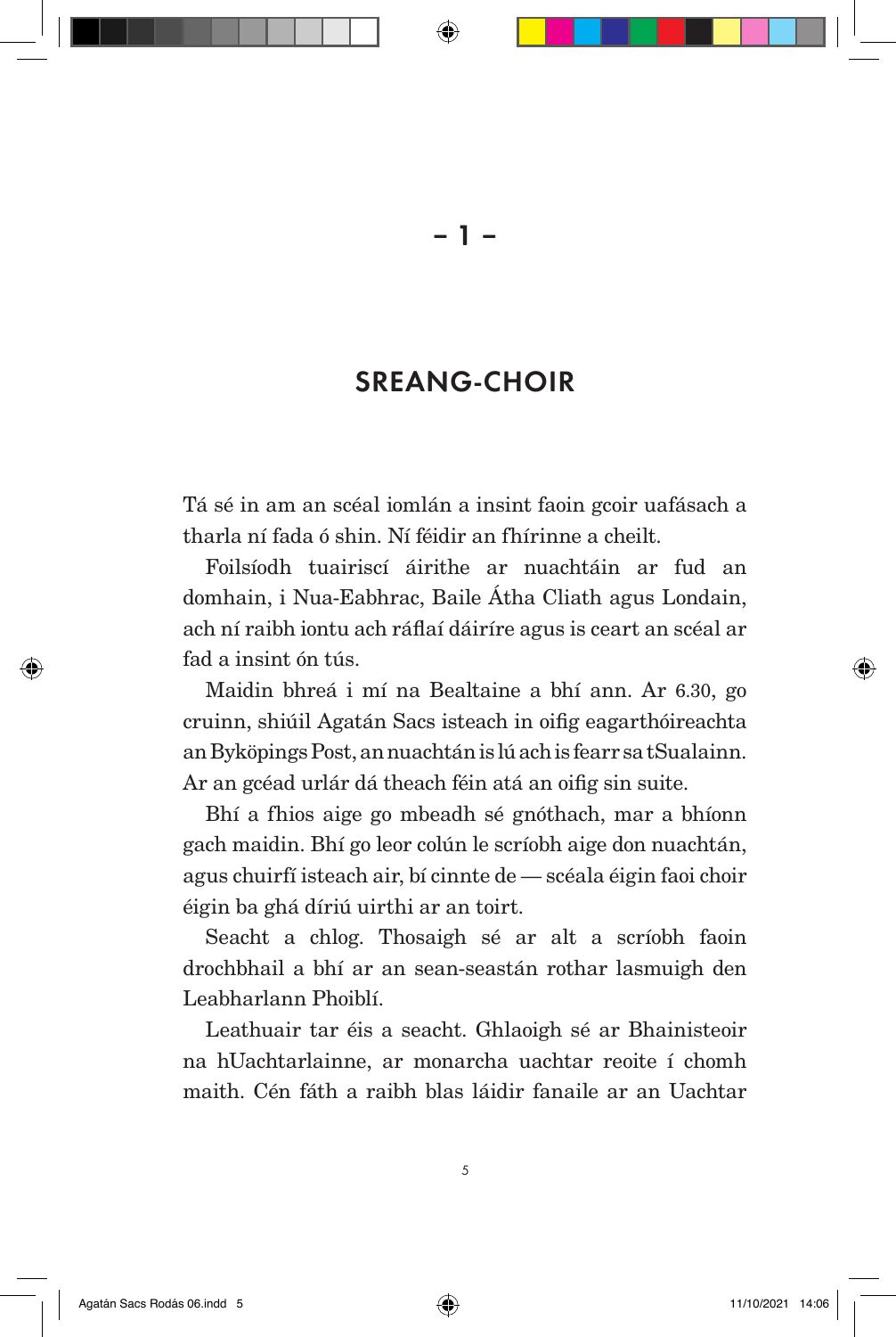– 1 –

## SREANG-CHOIR

Tá sé in am an scéal iomlán a insint faoin gcoir uafásach a tharla ní fada ó shin. Ní féidir an fhírinne a cheilt.

Foilsíodh tuairiscí áirithe ar nuachtáin ar fud an domhain, i Nua-Eabhrac, Baile Átha Cliath agus Londain, ach ní raibh iontu ach ráflaí dáiríre agus is ceart an scéal ar fad a insint ón tús.

Maidin bhreá i mí na Bealtaine a bhí ann. Ar 6.30, go cruinn, shiúil Agatán Sacs isteach in oifig eagarthóireachta an Byköpings Post, an nuachtán is lú ach is fearr sa tSualainn. Ar an gcéad urlár dá theach féin atá an oifig sin suite.

Bhí a fhios aige go mbeadh sé gnóthach, mar a bhíonn gach maidin. Bhí go leor colún le scríobh aige don nuachtán, agus chuirfí isteach air, bí cinnte de — scéala éigin faoi choir éigin ba ghá díriú uirthi ar an toirt.

Seacht a chlog. Thosaigh sé ar alt a scríobh faoin drochbhail a bhí ar an sean-seastán rothar lasmuigh den Leabharlann Phoiblí.

Leathuair tar éis a seacht. Ghlaoigh sé ar Bhainisteoir na hUachtarlainne, ar monarcha uachtar reoite í chomh maith. Cén fáth a raibh blas láidir fanaile ar an Uachtar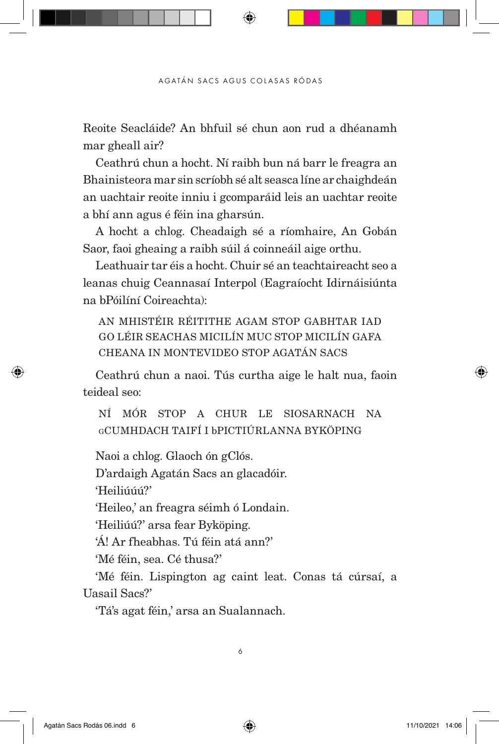Reoite Seacláide? An bhfuil sé chun aon rud a dhéanamh mar gheall air?

Ceathrú chun a hocht. Ní raibh bun ná barr le freagra an Bhainisteora mar sin scríobh sé alt seasca líne ar chaighdeán an uachtair reoite inniu i gcomparáid leis an uachtar reoite a bhí ann agus é féin ina gharsún.

A hocht a chlog. Cheadaigh sé a ríomhaire, An Gobán Saor, faoi gheaing a raibh súil á coinneáil aige orthu.

Leathuair tar éis a hocht. Chuir sé an teachtaireacht seo a leanas chuig Ceannasaí Interpol (Eagraíocht Idirnáisiúnta na bPóilíní Coireachta):

> AN MHISTÉIR RÉITITHE AGAM STOP GABHTAR IAD GO LÉIR SEACHAS MICILÍN MUC STOP MICILÍN GAFA CHEANA IN MONTEVIDEO STOP AGATÁN SACS

Ceathrú chun a naoi. Tús curtha aige le halt nua, faoin teideal seo:

> NÍ MÓR STOP A CHUR LE SIOSARNACH NA gCUMHDACH TAIFÍ I bPICTIÚRLANNA BYKÖPING

Naoi a chlog. Glaoch ón gClós.

D'ardaigh Agatán Sacs an glacadóir.

'Heiliúúú?'

'Heileo,' an freagra séimh ó Londain.

'Heiliúú?' arsa fear Byköping.

'Á! Ar fheabhas. Tú féin atá ann?'

'Mé féin, sea. Cé thusa?'

'Mé féin. Lispington ag caint leat. Conas tá cúrsaí, a Uasail Sacs?'

'Tá's agat féin,' arsa an Sualannach.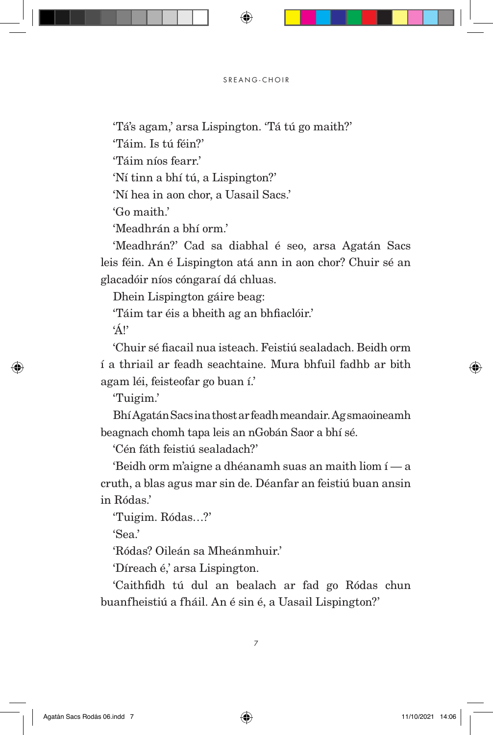'Tá's agam,' arsa Lispington. 'Tá tú go maith?'

'Táim. Is tú féin?'

'Táim níos fearr.'

'Ní tinn a bhí tú, a Lispington?'

'Ní hea in aon chor, a Uasail Sacs.'

'Go maith.'

'Meadhrán a bhí orm.'

'Meadhrán?' Cad sa diabhal é seo, arsa Agatán Sacs leis féin. An é Lispington atá ann in aon chor? Chuir sé an glacadóir níos cóngaraí dá chluas.

Dhein Lispington gáire beag:

'Táim tar éis a bheith ag an bhfiaclóir.'

'Á!'

'Chuir sé fiacail nua isteach. Feistiú sealadach. Beidh orm í a thriail ar feadh seachtaine. Mura bhfuil fadhb ar bith agam léi, feisteofar go buan í.'

'Tuigim.'

Bhí Agatán Sacs ina thost ar feadh meandair. Ag smaoineamh beagnach chomh tapa leis an nGobán Saor a bhí sé.

'Cén fáth feistiú sealadach?'

'Beidh orm m'aigne a dhéanamh suas an maith liom í — a cruth, a blas agus mar sin de. Déanfar an feistiú buan ansin in Ródas.'

'Tuigim. Ródas…?'

'Sea.'

'Ródas? Oileán sa Mheánmhuir.'

'Díreach é,' arsa Lispington.

'Caithfidh tú dul an bealach ar fad go Ródas chun buanfheistiú a fháil. An é sin é, a Uasail Lispington?'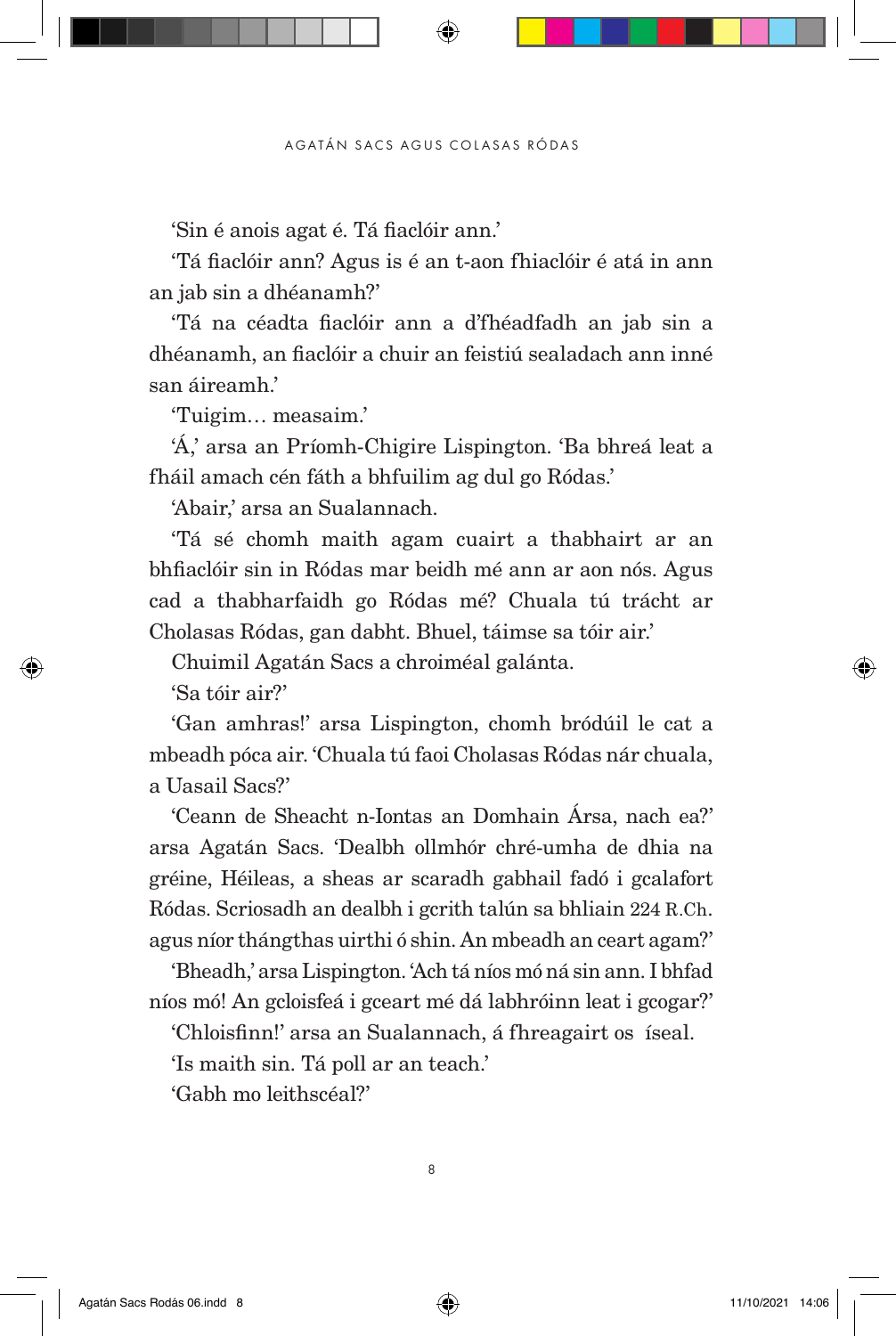'Sin é anois agat é. Tá fiaclóir ann.'

'Tá fiaclóir ann? Agus is é an t-aon fhiaclóir é atá in ann an jab sin a dhéanamh?'

'Tá na céadta fiaclóir ann a d'fhéadfadh an jab sin a dhéanamh, an fiaclóir a chuir an feistiú sealadach ann inné san áireamh.'

'Tuigim… measaim.'

'Á,' arsa an Príomh-Chigire Lispington. 'Ba bhreá leat a fháil amach cén fáth a bhfuilim ag dul go Ródas.'

'Abair,' arsa an Sualannach.

'Tá sé chomh maith agam cuairt a thabhairt ar an bhfiaclóir sin in Ródas mar beidh mé ann ar aon nós. Agus cad a thabharfaidh go Ródas mé? Chuala tú trácht ar Cholasas Ródas, gan dabht. Bhuel, táimse sa tóir air.'

Chuimil Agatán Sacs a chroiméal galánta.

'Sa tóir air?'

'Gan amhras!' arsa Lispington, chomh bródúil le cat a mbeadh póca air. 'Chuala tú faoi Cholasas Ródas nár chuala, a Uasail Sacs?'

'Ceann de Sheacht n-Iontas an Domhain Ársa, nach ea?' arsa Agatán Sacs. 'Dealbh ollmhór chré-umha de dhia na gréine, Héileas, a sheas ar scaradh gabhail fadó i gcalafort Ródas. Scriosadh an dealbh i gcrith talún sa bhliain 224 R.Ch. agus níor thángthas uirthi ó shin. An mbeadh an ceart agam?'

'Bheadh,' arsa Lispington. 'Ach tá níos mó ná sin ann. I bhfad níos mó! An gcloisfeá i gceart mé dá labhróinn leat i gcogar?'

'Chloisfinn!' arsa an Sualannach, á fhreagairt os íseal.

'Is maith sin. Tá poll ar an teach.'

'Gabh mo leithscéal?'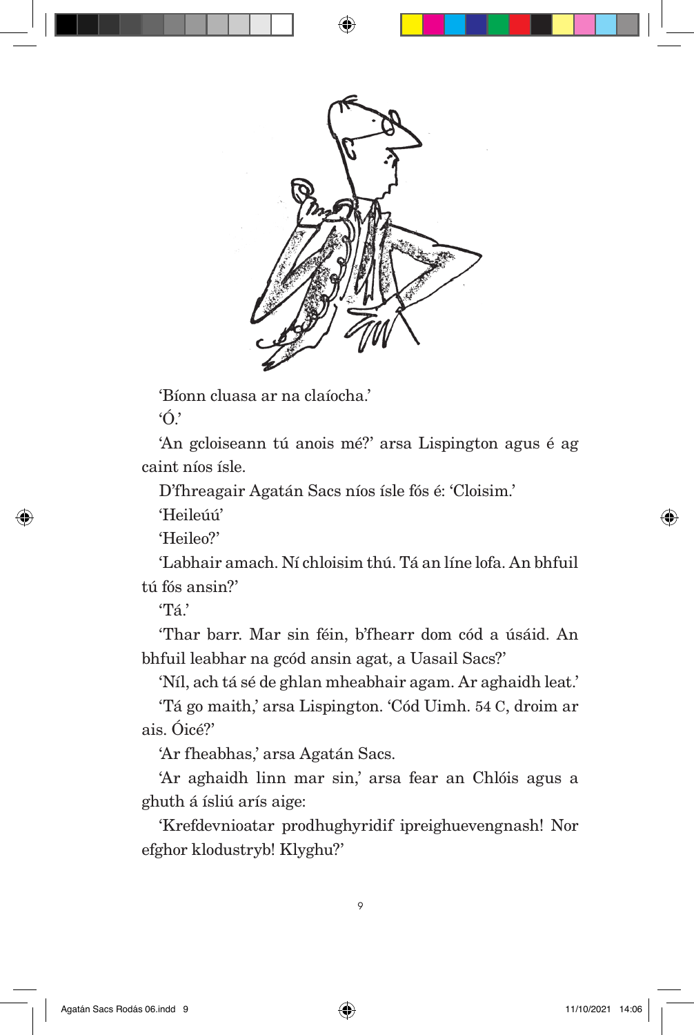'Bíonn cluasa ar na claíocha.'

'Ó.'

'An gcloiseann tú anois mé?' arsa Lispington agus é ag caint níos ísle.

D'fhreagair Agatán Sacs níos ísle fós é: 'Cloisim.'

'Heileúú'

'Heileo?'

'Labhair amach. Ní chloisim thú. Tá an líne lofa. An bhfuil tú fós ansin?'

'Tá.'

'Thar barr. Mar sin féin, b'fhearr dom cód a úsáid. An bhfuil leabhar na gcód ansin agat, a Uasail Sacs?'

'Níl, ach tá sé de ghlan mheabhair agam. Ar aghaidh leat.'

'Tá go maith,' arsa Lispington. 'Cód Uimh. 54 C, droim ar ais. Óicé?'

'Ar fheabhas,' arsa Agatán Sacs.

'Ar aghaidh linn mar sin,' arsa fear an Chlóis agus a ghuth á ísliú arís aige:

'Krefdevnioatar prodhughyridif ipreighuevengnash! Nor efghor klodustryb! Klyghu?'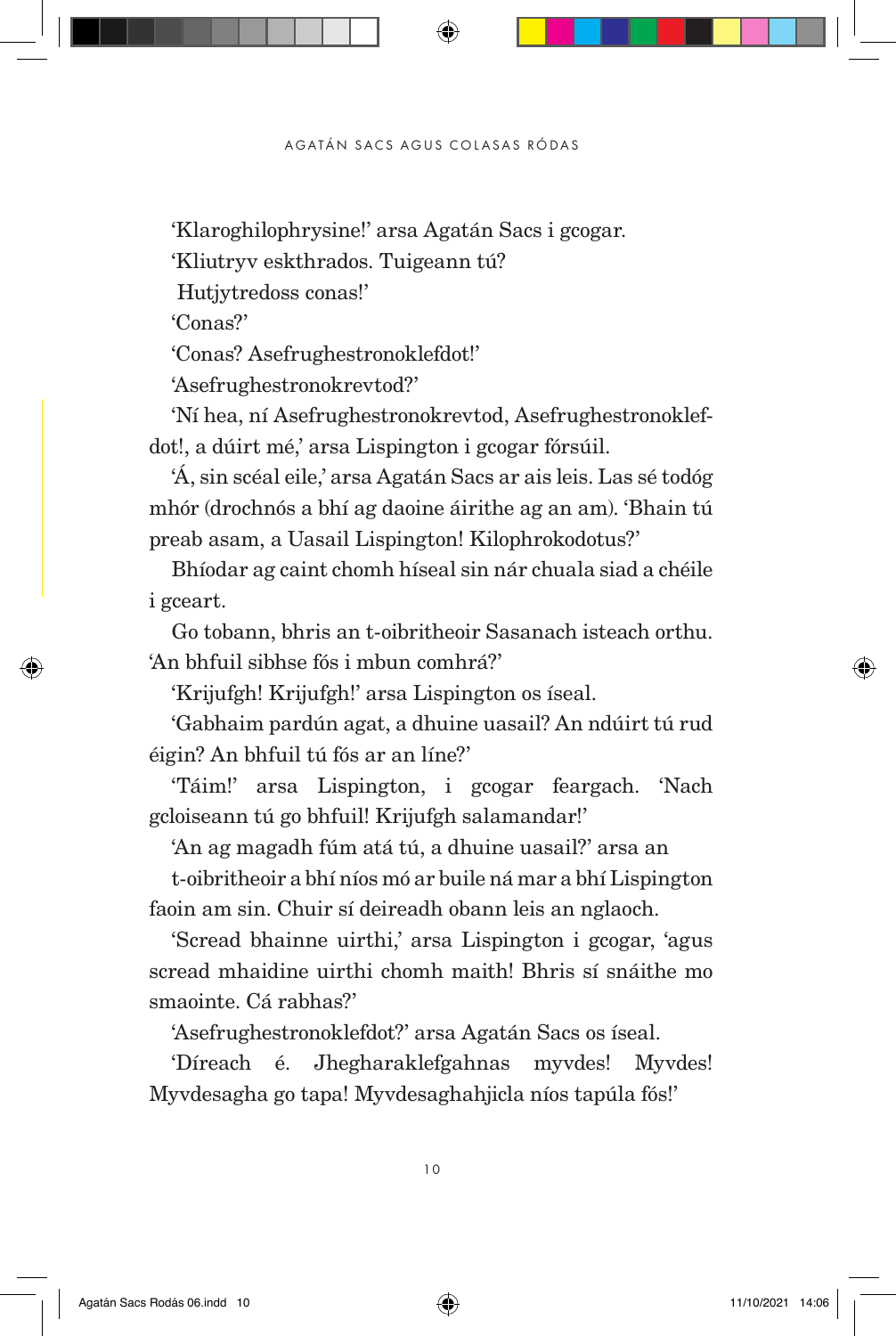'Klaroghilophrysine!' arsa Agatán Sacs i gcogar.

'Kliutryv eskthrados. Tuigeann tú?

Hutjytredoss conas!'

'Conas?'

'Conas? Asefrughestronoklefdot!'

'Asefrughestronokrevtod?'

'Ní hea, ní Asefrughestronokrevtod, Asefrughestronoklefdot!, a dúirt mé,' arsa Lispington i gcogar fórsúil.

'Á, sin scéal eile,' arsa Agatán Sacs ar ais leis. Las sé todóg mhór (drochnós a bhí ag daoine áirithe ag an am). 'Bhain tú preab asam, a Uasail Lispington! Kilophrokodotus?'

Bhíodar ag caint chomh híseal sin nár chuala siad a chéile i gceart.

Go tobann, bhris an t-oibritheoir Sasanach isteach orthu. 'An bhfuil sibhse fós i mbun comhrá?'

'Krijufgh! Krijufgh!' arsa Lispington os íseal.

'Gabhaim pardún agat, a dhuine uasail? An ndúirt tú rud éigin? An bhfuil tú fós ar an líne?'

'Táim!' arsa Lispington, i gcogar feargach. 'Nach gcloiseann tú go bhfuil! Krijufgh salamandar!'

'An ag magadh fúm atá tú, a dhuine uasail?' arsa an t-oibritheoir a bhí níos mó ar buile ná mar a bhí Lispington faoin am sin. Chuir sí deireadh obann leis an nglaoch.

'Scread bhainne uirthi,' arsa Lispington i gcogar, 'agus scread mhaidine uirthi chomh maith! Bhris sí snáithe mo smaointe. Cá rabhas?'

'Asefrughestronoklefdot?' arsa Agatán Sacs os íseal.

'Díreach é. Jhegharaklefgahnas myvdes! Myvdes! Myvdesagha go tapa! Myvdesaghahjicla níos tapúla fós!'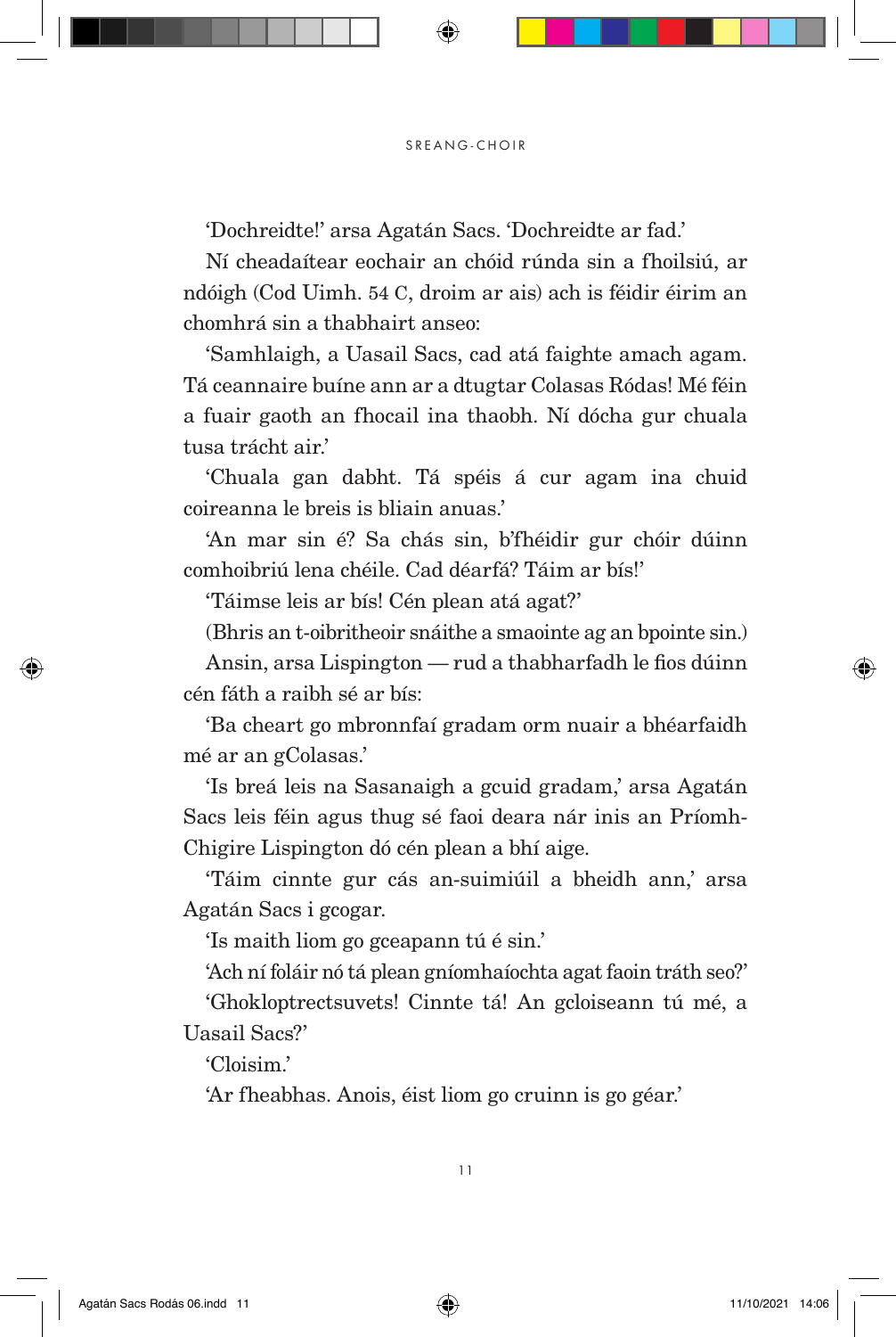'Dochreidte!' arsa Agatán Sacs. 'Dochreidte ar fad.'

Ní cheadaítear eochair an chóid rúnda sin a fhoilsiú, ar ndóigh (Cod Uimh. 54 C, droim ar ais) ach is féidir éirim an chomhrá sin a thabhairt anseo:

'Samhlaigh, a Uasail Sacs, cad atá faighte amach agam. Tá ceannaire buíne ann ar a dtugtar Colasas Ródas! Mé féin a fuair gaoth an fhocail ina thaobh. Ní dócha gur chuala tusa trácht air.'

'Chuala gan dabht. Tá spéis á cur agam ina chuid coireanna le breis is bliain anuas.'

'An mar sin é? Sa chás sin, b'fhéidir gur chóir dúinn comhoibriú lena chéile. Cad déarfá? Táim ar bís!'

'Táimse leis ar bís! Cén plean atá agat?'

(Bhris an t-oibritheoir snáithe a smaointe ag an bpointe sin.)

Ansin, arsa Lispington — rud a thabharfadh le fios dúinn cén fáth a raibh sé ar bís:

'Ba cheart go mbronnfaí gradam orm nuair a bhéarfaidh mé ar an gColasas.'

'Is breá leis na Sasanaigh a gcuid gradam,' arsa Agatán Sacs leis féin agus thug sé faoi deara nár inis an Príomh-Chigire Lispington dó cén plean a bhí aige.

'Táim cinnte gur cás an-suimiúil a bheidh ann,' arsa Agatán Sacs i gcogar.

'Is maith liom go gceapann tú é sin.'

'Ach ní foláir nó tá plean gníomhaíochta agat faoin tráth seo?'

'Ghokloptrectsuvets! Cinnte tá! An gcloiseann tú mé, a Uasail Sacs?'

'Cloisim.'

'Ar fheabhas. Anois, éist liom go cruinn is go géar.'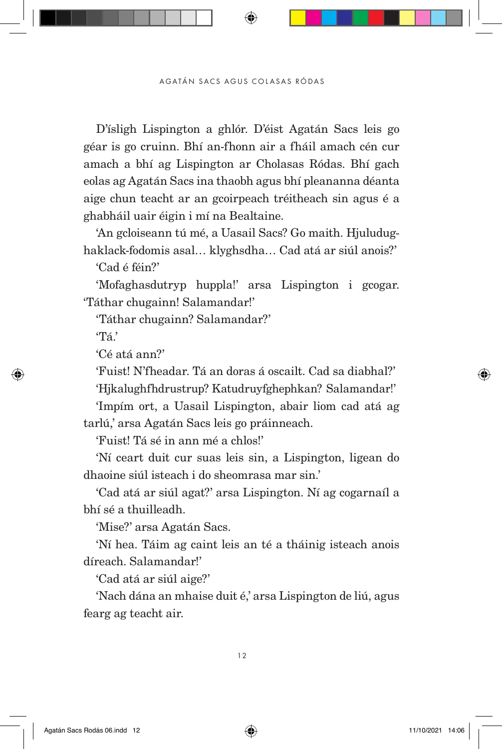D'ísligh Lispington a ghlór. D'éist Agatán Sacs leis go géar is go cruinn. Bhí an-fhonn air a fháil amach cén cur amach a bhí ag Lispington ar Cholasas Ródas. Bhí gach eolas ag Agatán Sacs ina thaobh agus bhí pleananna déanta aige chun teacht ar an gcoirpeach tréitheach sin agus é a ghabháil uair éigin i mí na Bealtaine.

'An gcloiseann tú mé, a Uasail Sacs? Go maith. Hjuludug-haklack-fodomis asal… klyghsdha… Cad atá ar siúl anois?'

'Cad é féin?'

'Mofaghasdutryp huppla!' arsa Lispington i gcogar. 'Táthar chugainn! Salamandar!'

'Táthar chugainn? Salamandar?'

'Tá.'

'Cé atá ann?'

'Fuist! N'fheadar. Tá an doras á oscailt. Cad sa diabhal?'

'Hjkalughfhdrustrup? Katudruyfghephkan? Salamandar!'

'Impím ort, a Uasail Lispington, abair liom cad atá ag tarlú,' arsa Agatán Sacs leis go práinneach.

'Fuist! Tá sé in ann mé a chlos!'

'Ní ceart duit cur suas leis sin, a Lispington, ligean do dhaoine siúl isteach i do sheomrasa mar sin.'

'Cad atá ar siúl agat?' arsa Lispington. Ní ag cogarnaíl a bhí sé a thuilleadh.

'Mise?' arsa Agatán Sacs.

'Ní hea. Táim ag caint leis an té a tháinig isteach anois díreach. Salamandar!'

'Cad atá ar siúl aige?'

'Nach dána an mhaise duit é,' arsa Lispington de liú, agus fearg ag teacht air.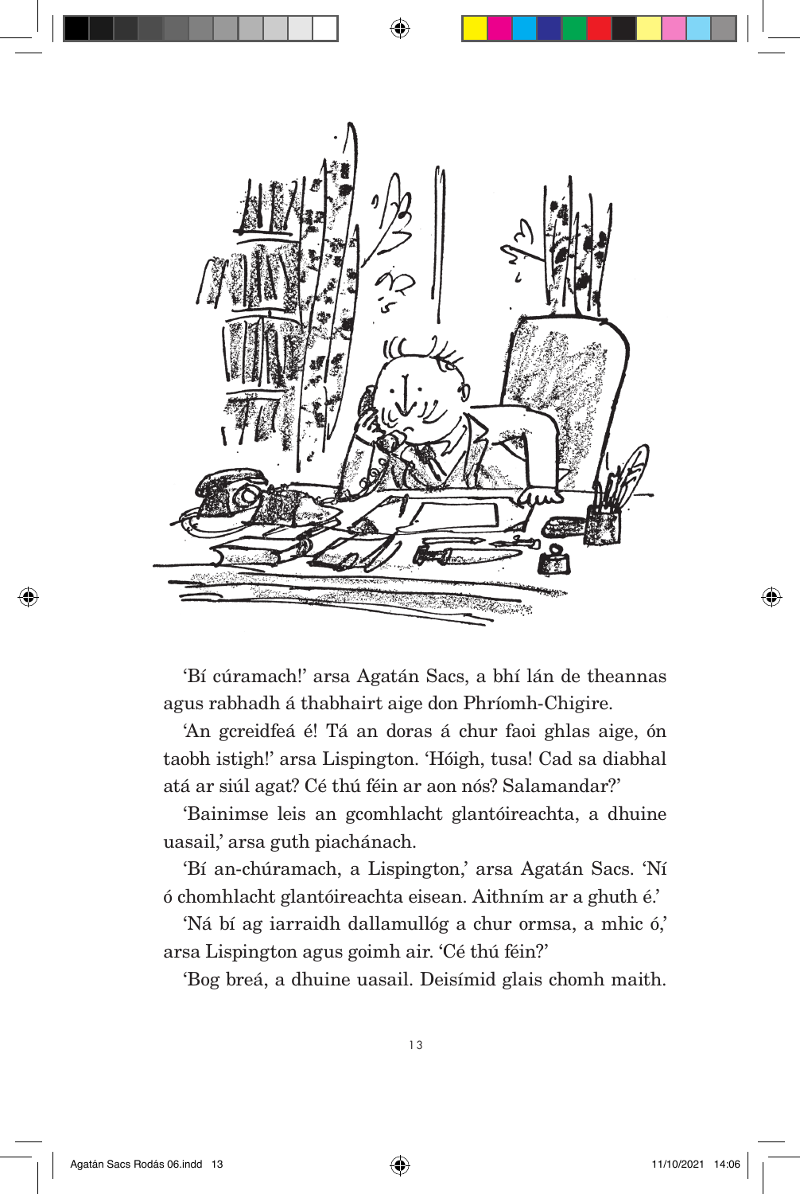'Bí cúramach!' arsa Agatán Sacs, a bhí lán de theannas agus rabhadh á thabhairt aige don Phríomh-Chigire.

'An gcreidfeá é! Tá an doras á chur faoi ghlas aige, ón taobh istigh!' arsa Lispington. 'Hóigh, tusa! Cad sa diabhal atá ar siúl agat? Cé thú féin ar aon nós? Salamandar?'

'Bainimse leis an gcomhlacht glantóireachta, a dhuine uasail,' arsa guth piachánach.

'Bí an-chúramach, a Lispington,' arsa Agatán Sacs. 'Ní ó chomhlacht glantóireachta eisean. Aithním ar a ghuth é.'

'Ná bí ag iarraidh dallamullóg a chur ormsa, a mhic ó,' arsa Lispington agus goimh air. 'Cé thú féin?'

'Bog breá, a dhuine uasail. Deisímid glais chomh maith.